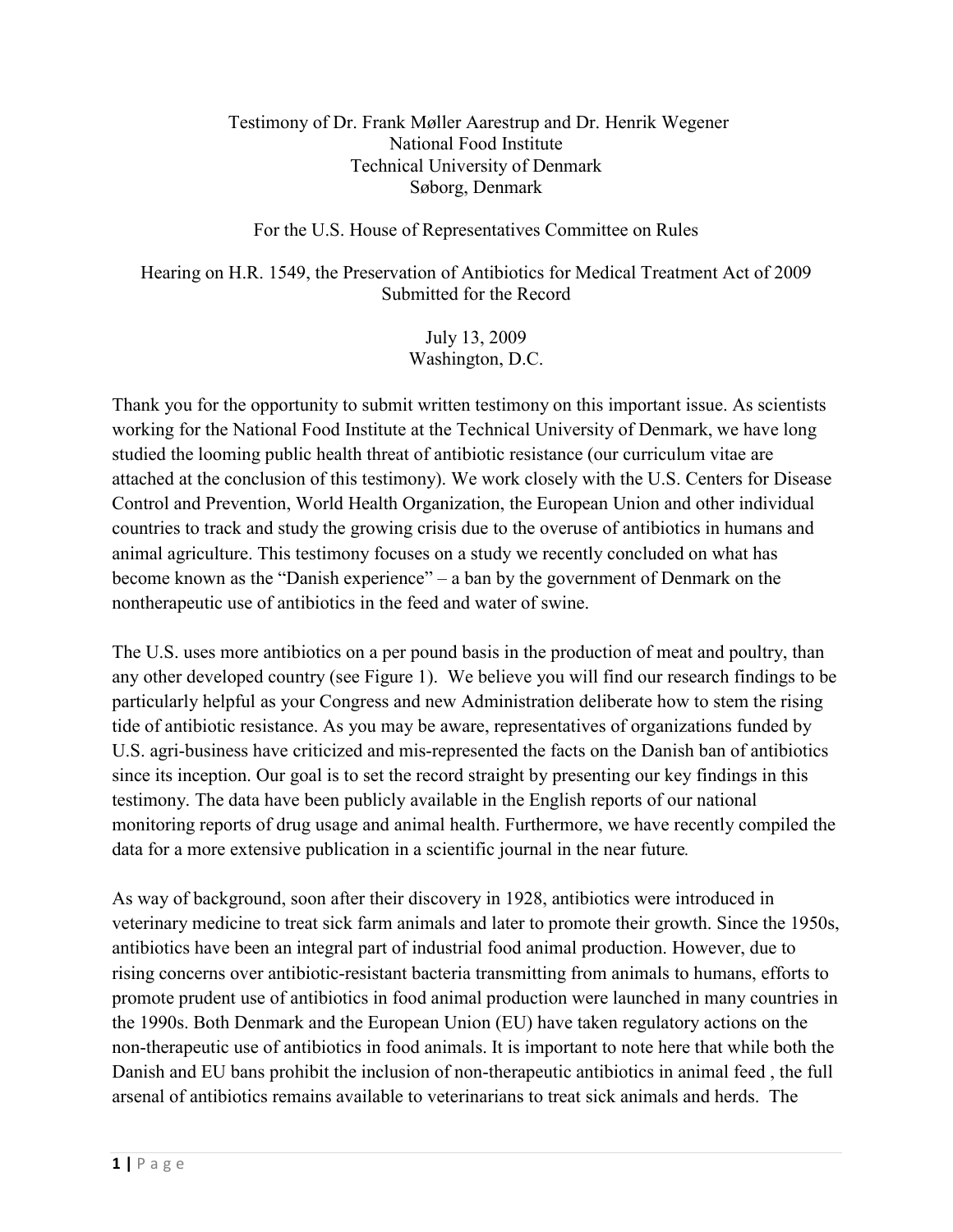Testimony of Dr. Frank Møller Aarestrup and Dr. Henrik Wegener
National Food Institute
Technical University of Denmark
Søborg, Denmark

For the U.S. House of Representatives Committee on Rules

Hearing on H.R. 1549, the Preservation of Antibiotics for Medical Treatment Act of 2009
Submitted for the Record

July 13, 2009
Washington, D.C.

Thank you for the opportunity to submit written testimony on this important issue. As scientists working for the National Food Institute at the Technical University of Denmark, we have long studied the looming public health threat of antibiotic resistance (our curriculum vitae are attached at the conclusion of this testimony). We work closely with the U.S. Centers for Disease Control and Prevention, World Health Organization, the European Union and other individual countries to track and study the growing crisis due to the overuse of antibiotics in humans and animal agriculture. This testimony focuses on a study we recently concluded on what has become known as the "Danish experience" – a ban by the government of Denmark on the nontherapeutic use of antibiotics in the feed and water of swine.

The U.S. uses more antibiotics on a per pound basis in the production of meat and poultry, than any other developed country (see Figure 1). We believe you will find our research findings to be particularly helpful as your Congress and new Administration deliberate how to stem the rising tide of antibiotic resistance. As you may be aware, representatives of organizations funded by U.S. agri-business have criticized and mis-represented the facts on the Danish ban of antibiotics since its inception. Our goal is to set the record straight by presenting our key findings in this testimony. The data have been publicly available in the English reports of our national monitoring reports of drug usage and animal health. Furthermore, we have recently compiled the data for a more extensive publication in a scientific journal in the near future.

As way of background, soon after their discovery in 1928, antibiotics were introduced in veterinary medicine to treat sick farm animals and later to promote their growth. Since the 1950s, antibiotics have been an integral part of industrial food animal production. However, due to rising concerns over antibiotic-resistant bacteria transmitting from animals to humans, efforts to promote prudent use of antibiotics in food animal production were launched in many countries in the 1990s. Both Denmark and the European Union (EU) have taken regulatory actions on the non-therapeutic use of antibiotics in food animals. It is important to note here that while both the Danish and EU bans prohibit the inclusion of non-therapeutic antibiotics in animal feed , the full arsenal of antibiotics remains available to veterinarians to treat sick animals and herds. The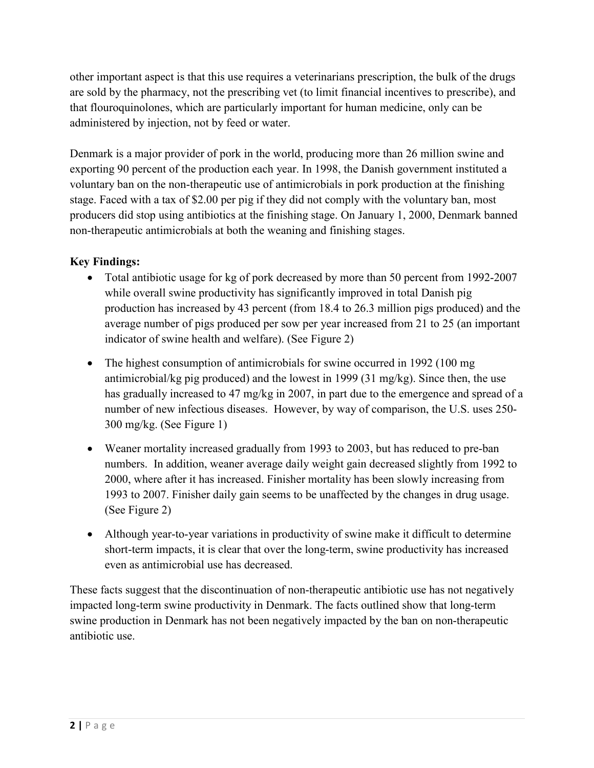other important aspect is that this use requires a veterinarians prescription, the bulk of the drugs are sold by the pharmacy, not the prescribing vet (to limit financial incentives to prescribe), and that flouroquinolones, which are particularly important for human medicine, only can be administered by injection, not by feed or water.

Denmark is a major provider of pork in the world, producing more than 26 million swine and exporting 90 percent of the production each year. In 1998, the Danish government instituted a voluntary ban on the non-therapeutic use of antimicrobials in pork production at the finishing stage. Faced with a tax of $2.00 per pig if they did not comply with the voluntary ban, most producers did stop using antibiotics at the finishing stage. On January 1, 2000, Denmark banned non-therapeutic antimicrobials at both the weaning and finishing stages.

**Key Findings:**

- Total antibiotic usage for kg of pork decreased by more than 50 percent from 1992-2007 while overall swine productivity has significantly improved in total Danish pig production has increased by 43 percent (from 18.4 to 26.3 million pigs produced) and the average number of pigs produced per sow per year increased from 21 to 25 (an important indicator of swine health and welfare). (See Figure 2)
- The highest consumption of antimicrobials for swine occurred in 1992 (100 mg antimicrobial/kg pig produced) and the lowest in 1999 (31 mg/kg). Since then, the use has gradually increased to 47 mg/kg in 2007, in part due to the emergence and spread of a number of new infectious diseases. However, by way of comparison, the U.S. uses 250-300 mg/kg. (See Figure 1)
- Weaner mortality increased gradually from 1993 to 2003, but has reduced to pre-ban numbers. In addition, weaner average daily weight gain decreased slightly from 1992 to 2000, where after it has increased. Finisher mortality has been slowly increasing from 1993 to 2007. Finisher daily gain seems to be unaffected by the changes in drug usage. (See Figure 2)
- Although year-to-year variations in productivity of swine make it difficult to determine short-term impacts, it is clear that over the long-term, swine productivity has increased even as antimicrobial use has decreased.

These facts suggest that the discontinuation of non-therapeutic antibiotic use has not negatively impacted long-term swine productivity in Denmark. The facts outlined show that long-term swine production in Denmark has not been negatively impacted by the ban on non-therapeutic antibiotic use.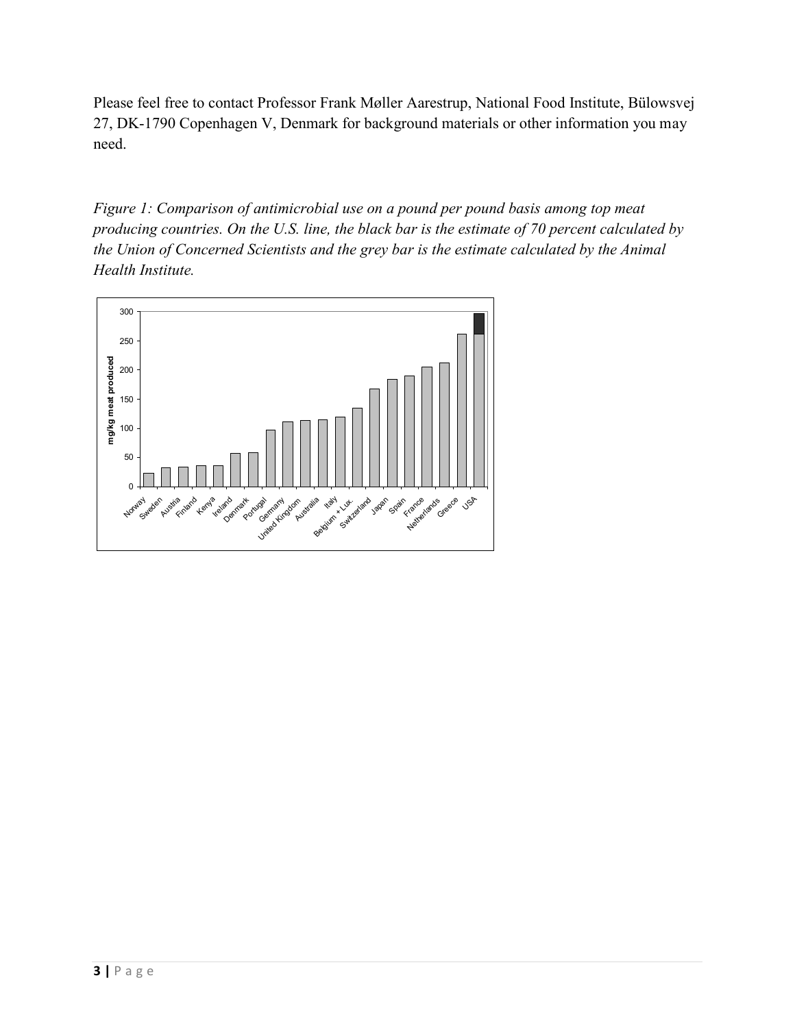Please feel free to contact Professor Frank Møller Aarestrup, National Food Institute, Bülowsvej 27, DK-1790 Copenhagen V, Denmark for background materials or other information you may need.

*Figure 1: Comparison of antimicrobial use on a pound per pound basis among top meat producing countries. On the U.S. line, the black bar is the estimate of 70 percent calculated by the Union of Concerned Scientists and the grey bar is the estimate calculated by the Animal Health Institute.*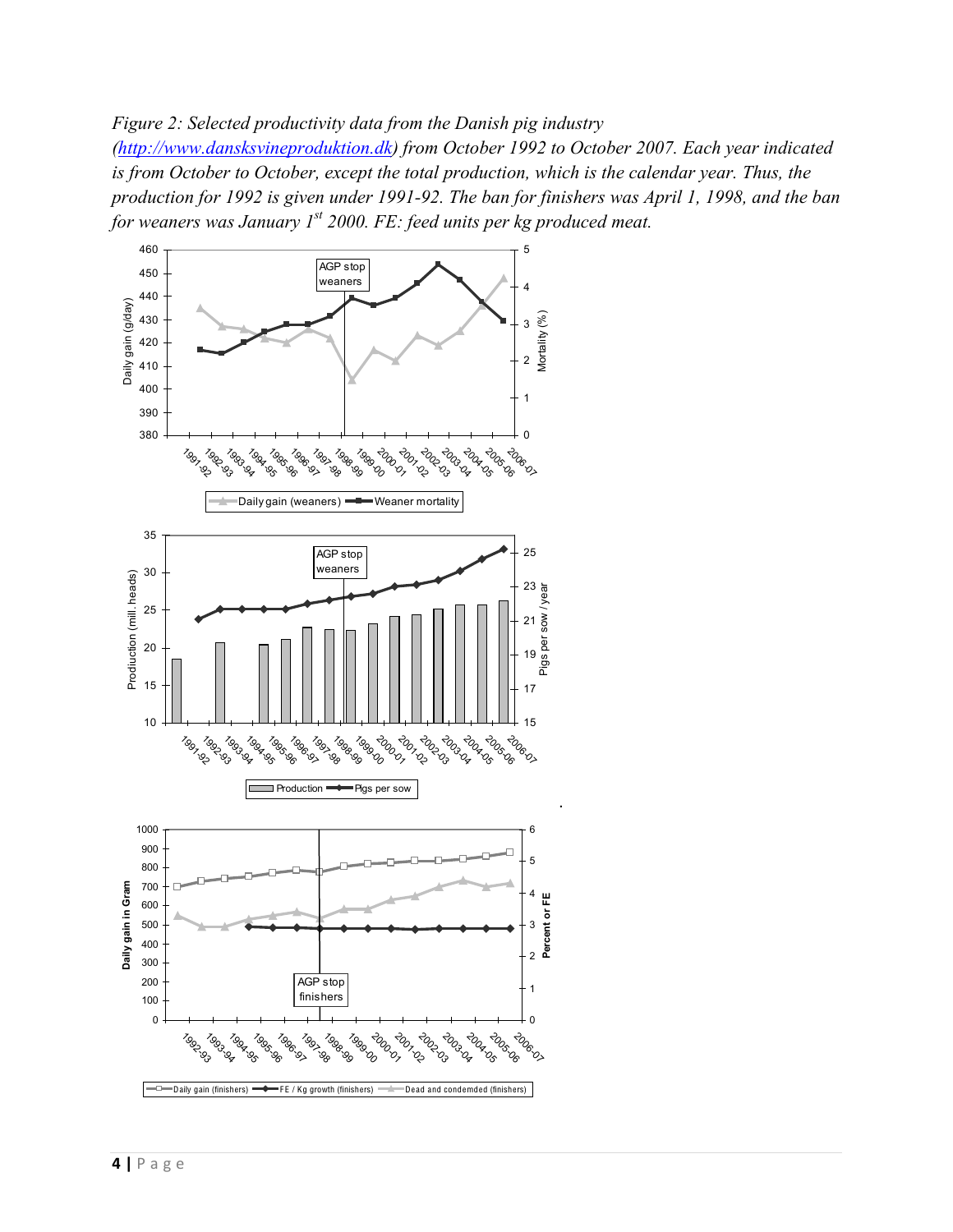*Figure 2: Selected productivity data from the Danish pig industry ([http://www.dansksvineproduktion.dk](http://www.dansksvineproduktion.dk)) from October 1992 to October 2007. Each year indicated is from October to October, except the total production, which is the calendar year. Thus, the production for 1992 is given under 1991-92. The ban for finishers was April 1, 1998, and the ban for weaners was January 1st 2000. FE: feed units per kg produced meat.*

Daily gain (g/day)
460
450
440
430
420
410
400
390
380

Mortality (%)
5
4
3
2
1
0

AGP stop weaners

1991-92 1992-93 1993-94 1994-95 1995-96 1996-97 1997-98 1998-99 1999-00 2000-01 2001-02 2002-03 2003-04 2004-05 2005-06 2006-07

Daily gain (weaners) Weaner mortality

Prodiuction (mill. heads)
35
30
25
20
15
10

Pigs per sow / year
25
23
21
19
17
15

AGP stop weaners

1991-92 1992-93 1993-94 1994-95 1995-96 1996-97 1997-98 1998-99 1999-00 2000-01 2001-02 2002-03 2003-04 2004-05 2005-06 2006-07

Production Pigs per sow

Daily gain in Gram
1000
900
800
700
600
500
400
300
200
100
0

Percent or FE
6
5
4
3
2
1
0

AGP stop finishers

1992-93 1993-94 1994-95 1995-96 1996-97 1997-98 1998-99 1999-00 2000-01 2001-02 2002-03 2003-04 2004-05 2005-06 2006-07

Daily gain (finishers) FE / Kg growth (finishers) Dead and condemded (finishers)